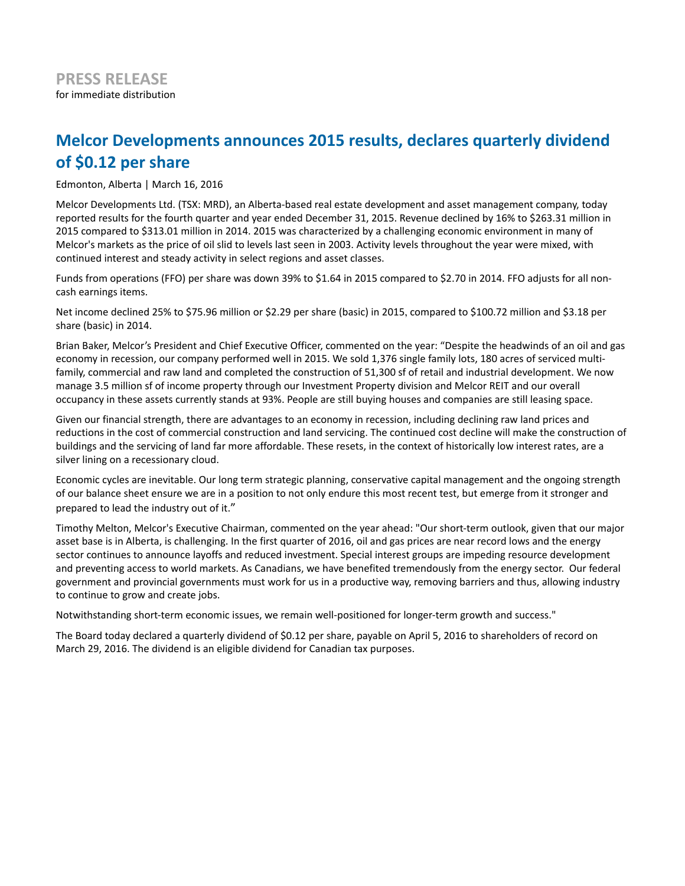**PRESS RELEASE**
for immediate distribution

# Melcor Developments announces 2015 results, declares quarterly dividend of $0.12 per share

Edmonton, Alberta | March 16, 2016

Melcor Developments Ltd. (TSX: MRD), an Alberta-based real estate development and asset management company, today reported results for the fourth quarter and year ended December 31, 2015. Revenue declined by 16% to $263.31 million in 2015 compared to $313.01 million in 2014. 2015 was characterized by a challenging economic environment in many of Melcor's markets as the price of oil slid to levels last seen in 2003. Activity levels throughout the year were mixed, with continued interest and steady activity in select regions and asset classes.

Funds from operations (FFO) per share was down 39% to $1.64 in 2015 compared to $2.70 in 2014. FFO adjusts for all non-cash earnings items.

Net income declined 25% to $75.96 million or $2.29 per share (basic) in 2015, compared to $100.72 million and $3.18 per share (basic) in 2014.

Brian Baker, Melcor's President and Chief Executive Officer, commented on the year: "Despite the headwinds of an oil and gas economy in recession, our company performed well in 2015. We sold 1,376 single family lots, 180 acres of serviced multi-family, commercial and raw land and completed the construction of 51,300 sf of retail and industrial development. We now manage 3.5 million sf of income property through our Investment Property division and Melcor REIT and our overall occupancy in these assets currently stands at 93%. People are still buying houses and companies are still leasing space.

Given our financial strength, there are advantages to an economy in recession, including declining raw land prices and reductions in the cost of commercial construction and land servicing. The continued cost decline will make the construction of buildings and the servicing of land far more affordable. These resets, in the context of historically low interest rates, are a silver lining on a recessionary cloud.

Economic cycles are inevitable. Our long term strategic planning, conservative capital management and the ongoing strength of our balance sheet ensure we are in a position to not only endure this most recent test, but emerge from it stronger and prepared to lead the industry out of it."

Timothy Melton, Melcor's Executive Chairman, commented on the year ahead: "Our short-term outlook, given that our major asset base is in Alberta, is challenging. In the first quarter of 2016, oil and gas prices are near record lows and the energy sector continues to announce layoffs and reduced investment. Special interest groups are impeding resource development and preventing access to world markets. As Canadians, we have benefited tremendously from the energy sector. Our federal government and provincial governments must work for us in a productive way, removing barriers and thus, allowing industry to continue to grow and create jobs.

Notwithstanding short-term economic issues, we remain well-positioned for longer-term growth and success."

The Board today declared a quarterly dividend of $0.12 per share, payable on April 5, 2016 to shareholders of record on March 29, 2016. The dividend is an eligible dividend for Canadian tax purposes.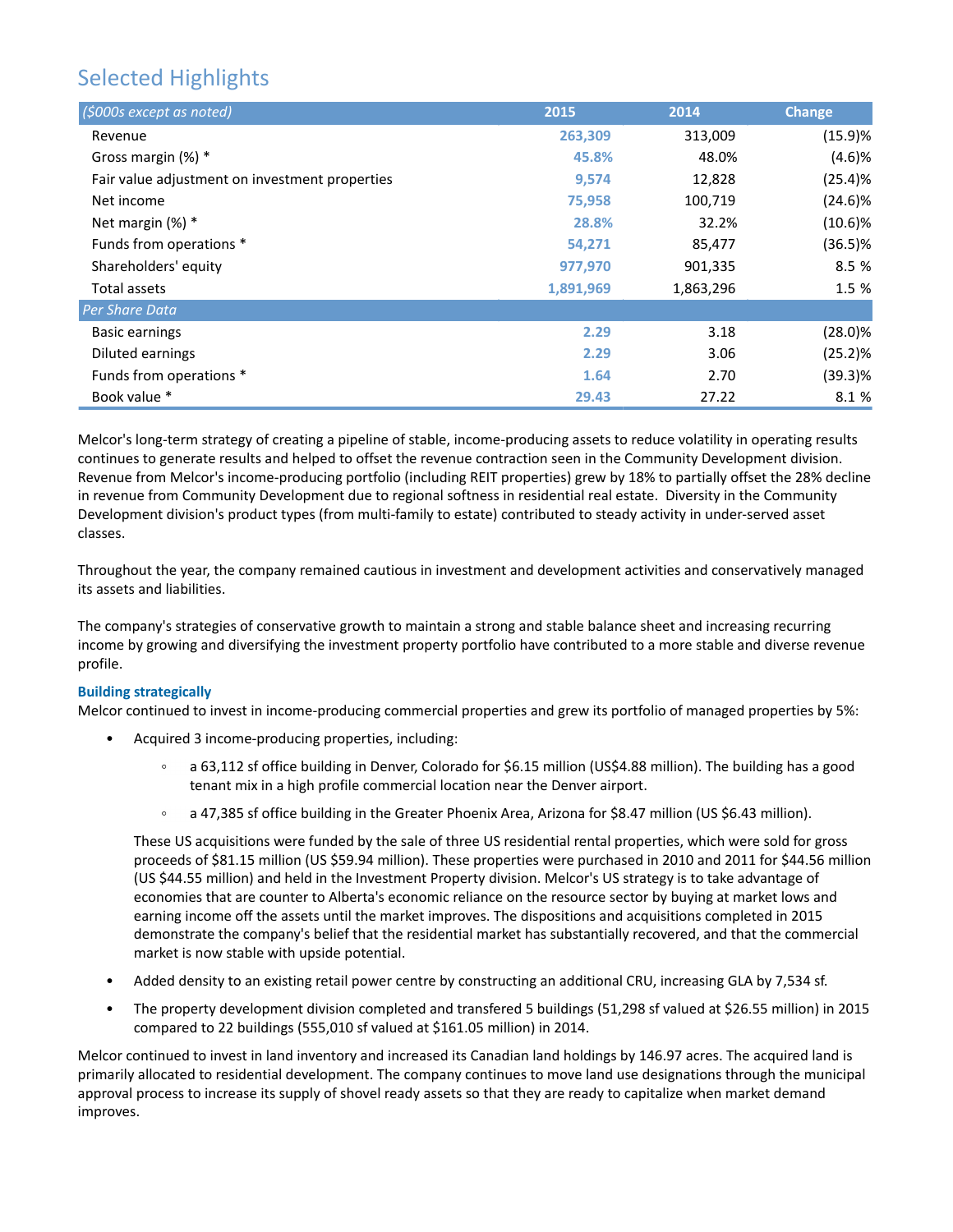## Selected Highlights

| ($000s except as noted) | 2015 | 2014 | Change |
|---|---|---|---|
| Revenue | 263,309 | 313,009 | (15.9)% |
| Gross margin (%) * | 45.8% | 48.0% | (4.6)% |
| Fair value adjustment on investment properties | 9,574 | 12,828 | (25.4)% |
| Net income | 75,958 | 100,719 | (24.6)% |
| Net margin (%) * | 28.8% | 32.2% | (10.6)% |
| Funds from operations * | 54,271 | 85,477 | (36.5)% |
| Shareholders' equity | 977,970 | 901,335 | 8.5 % |
| Total assets | 1,891,969 | 1,863,296 | 1.5 % |
| *Per Share Data* | | | |
| Basic earnings | 2.29 | 3.18 | (28.0)% |
| Diluted earnings | 2.29 | 3.06 | (25.2)% |
| Funds from operations * | 1.64 | 2.70 | (39.3)% |
| Book value * | 29.43 | 27.22 | 8.1 % |

Melcor's long-term strategy of creating a pipeline of stable, income-producing assets to reduce volatility in operating results continues to generate results and helped to offset the revenue contraction seen in the Community Development division. Revenue from Melcor's income-producing portfolio (including REIT properties) grew by 18% to partially offset the 28% decline in revenue from Community Development due to regional softness in residential real estate. Diversity in the Community Development division's product types (from multi-family to estate) contributed to steady activity in under-served asset classes.

Throughout the year, the company remained cautious in investment and development activities and conservatively managed its assets and liabilities.

The company's strategies of conservative growth to maintain a strong and stable balance sheet and increasing recurring income by growing and diversifying the investment property portfolio have contributed to a more stable and diverse revenue profile.

**Building strategically**

Melcor continued to invest in income-producing commercial properties and grew its portfolio of managed properties by 5%:

- Acquired 3 income-producing properties, including:
  - a 63,112 sf office building in Denver, Colorado for $6.15 million (US$4.88 million). The building has a good tenant mix in a high profile commercial location near the Denver airport.
  - a 47,385 sf office building in the Greater Phoenix Area, Arizona for $8.47 million (US $6.43 million).

  These US acquisitions were funded by the sale of three US residential rental properties, which were sold for gross proceeds of $81.15 million (US $59.94 million). These properties were purchased in 2010 and 2011 for $44.56 million (US $44.55 million) and held in the Investment Property division. Melcor's US strategy is to take advantage of economies that are counter to Alberta's economic reliance on the resource sector by buying at market lows and earning income off the assets until the market improves. The dispositions and acquisitions completed in 2015 demonstrate the company's belief that the residential market has substantially recovered, and that the commercial market is now stable with upside potential.

- Added density to an existing retail power centre by constructing an additional CRU, increasing GLA by 7,534 sf.
- The property development division completed and transfered 5 buildings (51,298 sf valued at $26.55 million) in 2015 compared to 22 buildings (555,010 sf valued at $161.05 million) in 2014.

Melcor continued to invest in land inventory and increased its Canadian land holdings by 146.97 acres. The acquired land is primarily allocated to residential development. The company continues to move land use designations through the municipal approval process to increase its supply of shovel ready assets so that they are ready to capitalize when market demand improves.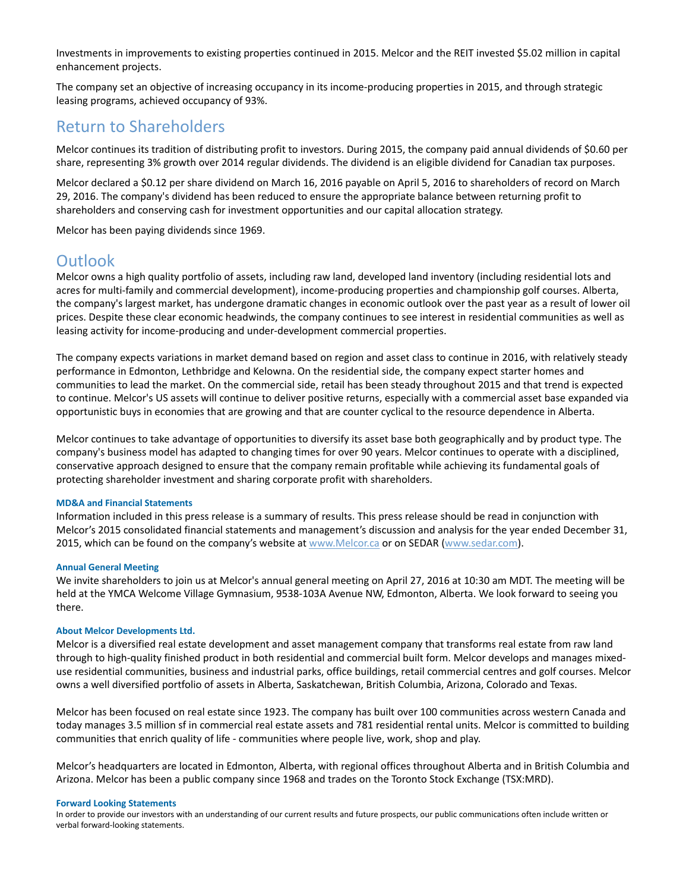Investments in improvements to existing properties continued in 2015. Melcor and the REIT invested $5.02 million in capital enhancement projects.

The company set an objective of increasing occupancy in its income-producing properties in 2015, and through strategic leasing programs, achieved occupancy of 93%.

## Return to Shareholders

Melcor continues its tradition of distributing profit to investors. During 2015, the company paid annual dividends of $0.60 per share, representing 3% growth over 2014 regular dividends. The dividend is an eligible dividend for Canadian tax purposes.

Melcor declared a $0.12 per share dividend on March 16, 2016 payable on April 5, 2016 to shareholders of record on March 29, 2016. The company's dividend has been reduced to ensure the appropriate balance between returning profit to shareholders and conserving cash for investment opportunities and our capital allocation strategy.

Melcor has been paying dividends since 1969.

## Outlook

Melcor owns a high quality portfolio of assets, including raw land, developed land inventory (including residential lots and acres for multi-family and commercial development), income-producing properties and championship golf courses. Alberta, the company's largest market, has undergone dramatic changes in economic outlook over the past year as a result of lower oil prices. Despite these clear economic headwinds, the company continues to see interest in residential communities as well as leasing activity for income-producing and under-development commercial properties.

The company expects variations in market demand based on region and asset class to continue in 2016, with relatively steady performance in Edmonton, Lethbridge and Kelowna. On the residential side, the company expect starter homes and communities to lead the market. On the commercial side, retail has been steady throughout 2015 and that trend is expected to continue. Melcor's US assets will continue to deliver positive returns, especially with a commercial asset base expanded via opportunistic buys in economies that are growing and that are counter cyclical to the resource dependence in Alberta.

Melcor continues to take advantage of opportunities to diversify its asset base both geographically and by product type. The company's business model has adapted to changing times for over 90 years. Melcor continues to operate with a disciplined, conservative approach designed to ensure that the company remain profitable while achieving its fundamental goals of protecting shareholder investment and sharing corporate profit with shareholders.

#### MD&A and Financial Statements

Information included in this press release is a summary of results. This press release should be read in conjunction with Melcor's 2015 consolidated financial statements and management's discussion and analysis for the year ended December 31, 2015, which can be found on the company's website at [www.Melcor.ca](www.Melcor.ca) or on SEDAR ([www.sedar.com](www.sedar.com)).

#### Annual General Meeting

We invite shareholders to join us at Melcor's annual general meeting on April 27, 2016 at 10:30 am MDT. The meeting will be held at the YMCA Welcome Village Gymnasium, 9538-103A Avenue NW, Edmonton, Alberta. We look forward to seeing you there.

#### About Melcor Developments Ltd.

Melcor is a diversified real estate development and asset management company that transforms real estate from raw land through to high-quality finished product in both residential and commercial built form. Melcor develops and manages mixed-use residential communities, business and industrial parks, office buildings, retail commercial centres and golf courses. Melcor owns a well diversified portfolio of assets in Alberta, Saskatchewan, British Columbia, Arizona, Colorado and Texas.

Melcor has been focused on real estate since 1923. The company has built over 100 communities across western Canada and today manages 3.5 million sf in commercial real estate assets and 781 residential rental units. Melcor is committed to building communities that enrich quality of life - communities where people live, work, shop and play.

Melcor's headquarters are located in Edmonton, Alberta, with regional offices throughout Alberta and in British Columbia and Arizona. Melcor has been a public company since 1968 and trades on the Toronto Stock Exchange (TSX:MRD).

#### Forward Looking Statements

In order to provide our investors with an understanding of our current results and future prospects, our public communications often include written or verbal forward-looking statements.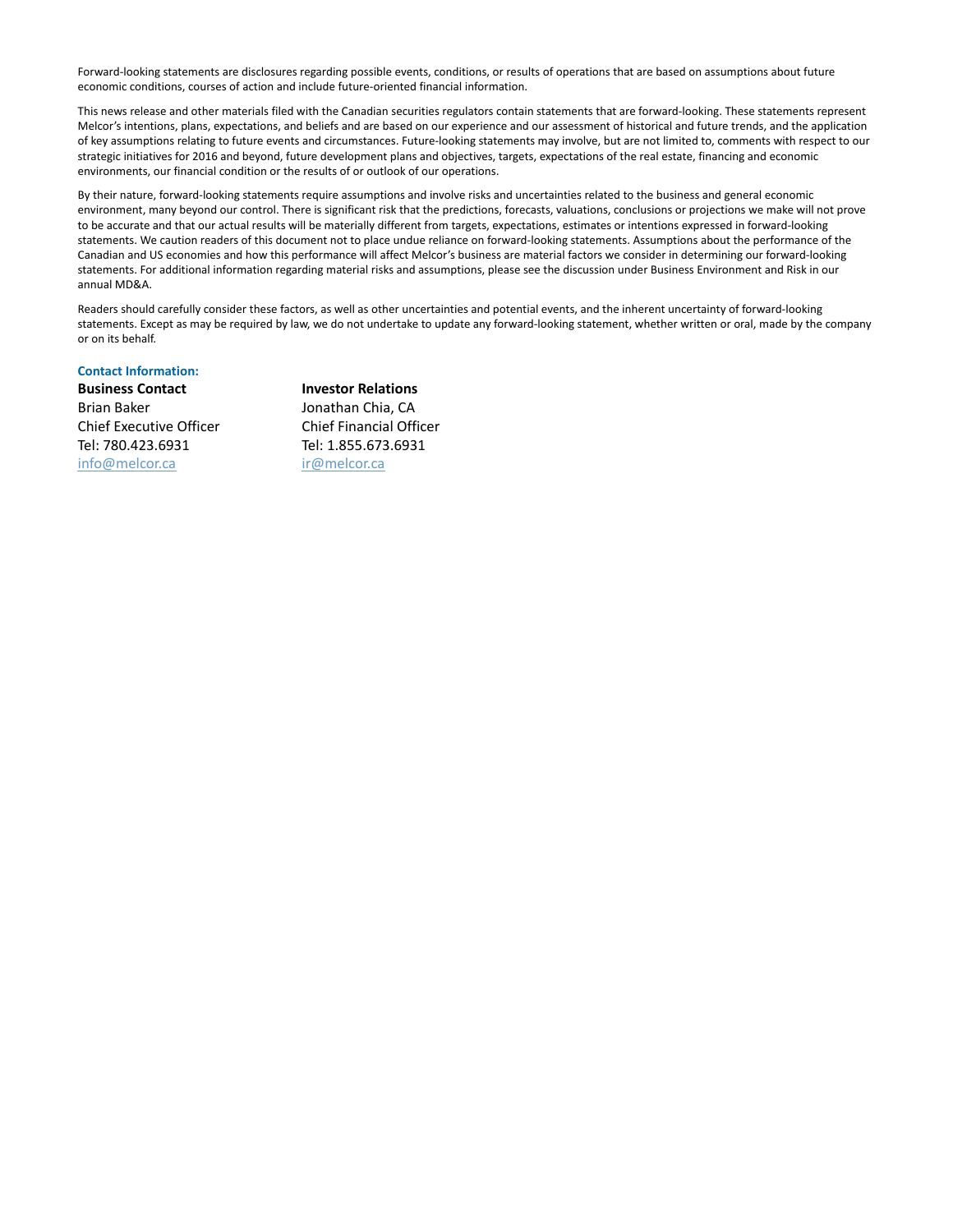Forward-looking statements are disclosures regarding possible events, conditions, or results of operations that are based on assumptions about future economic conditions, courses of action and include future-oriented financial information.

This news release and other materials filed with the Canadian securities regulators contain statements that are forward-looking. These statements represent Melcor's intentions, plans, expectations, and beliefs and are based on our experience and our assessment of historical and future trends, and the application of key assumptions relating to future events and circumstances. Future-looking statements may involve, but are not limited to, comments with respect to our strategic initiatives for 2016 and beyond, future development plans and objectives, targets, expectations of the real estate, financing and economic environments, our financial condition or the results of or outlook of our operations.

By their nature, forward-looking statements require assumptions and involve risks and uncertainties related to the business and general economic environment, many beyond our control. There is significant risk that the predictions, forecasts, valuations, conclusions or projections we make will not prove to be accurate and that our actual results will be materially different from targets, expectations, estimates or intentions expressed in forward-looking statements. We caution readers of this document not to place undue reliance on forward-looking statements. Assumptions about the performance of the Canadian and US economies and how this performance will affect Melcor's business are material factors we consider in determining our forward-looking statements. For additional information regarding material risks and assumptions, please see the discussion under Business Environment and Risk in our annual MD&A.

Readers should carefully consider these factors, as well as other uncertainties and potential events, and the inherent uncertainty of forward-looking statements. Except as may be required by law, we do not undertake to update any forward-looking statement, whether written or oral, made by the company or on its behalf.

**Contact Information:**

**Business Contact**
Brian Baker
Chief Executive Officer
Tel: 780.423.6931
info@melcor.ca

**Investor Relations**
Jonathan Chia, CA
Chief Financial Officer
Tel: 1.855.673.6931
ir@melcor.ca